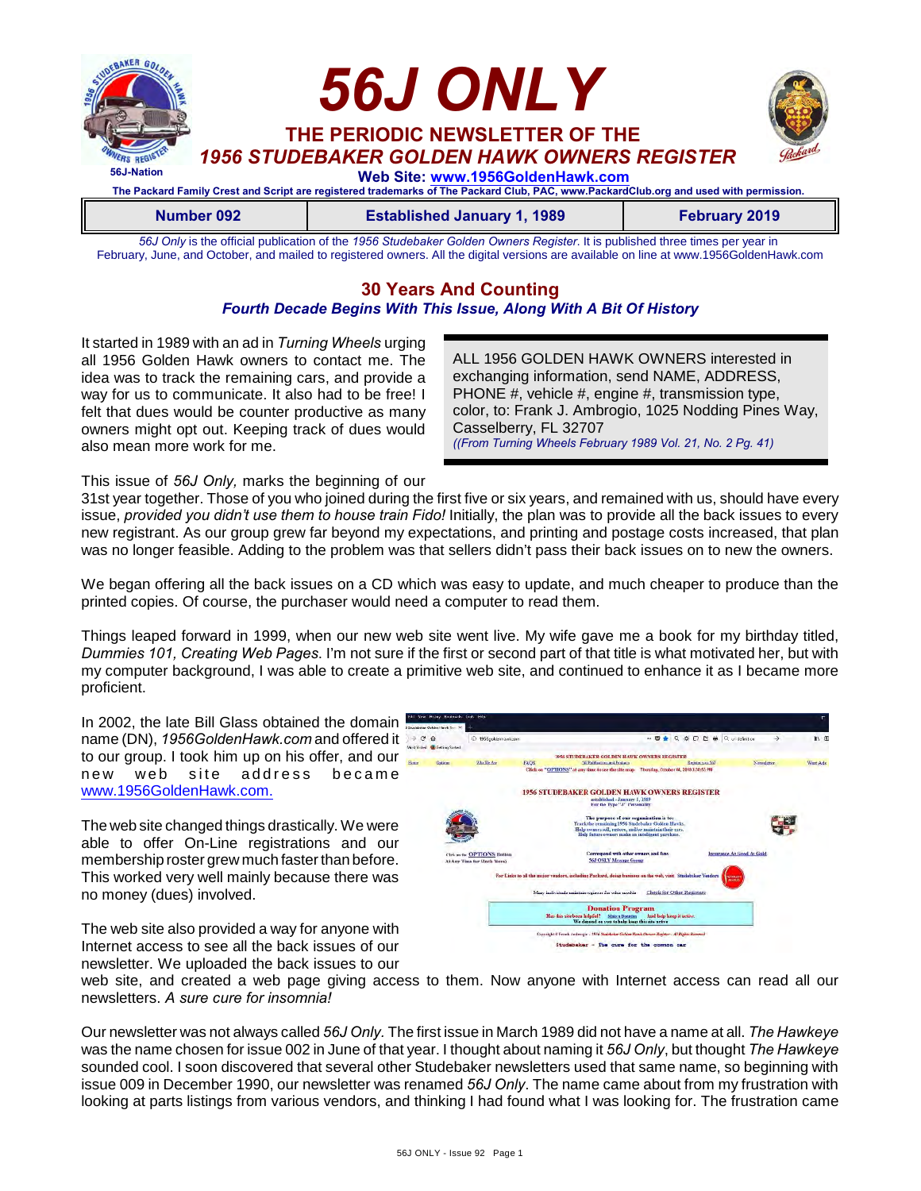# 56J ONLY

## THE PERIODIC NEWSLETTER OF THE *1956 STUDEBAKER GOLDEN HAWK OWNERS REGISTER*

56J-Nation

**Web Site: www.1956GoldenHawk.com**

**The Packard Family Crest and Script are registered trademarks of The Packard Club, PAC, www.PackardClub.org and used with permission.**

| Number 092 | Established January 1, 1989 | February 2019 |
|---|---|---|

*56J Only* is the official publication of the *1956 Studebaker Golden Owners Register*. It is published three times per year in February, June, and October, and mailed to registered owners. All the digital versions are available on line at www.1956GoldenHawk.com

## 30 Years And Counting

### *Fourth Decade Begins With This Issue, Along With A Bit Of History*

It started in 1989 with an ad in *Turning Wheels* urging all 1956 Golden Hawk owners to contact me. The idea was to track the remaining cars, and provide a way for us to communicate. It also had to be free! I felt that dues would be counter productive as many owners might opt out. Keeping track of dues would also mean more work for me.

> ALL 1956 GOLDEN HAWK OWNERS interested in exchanging information, send NAME, ADDRESS, PHONE #, vehicle #, engine #, transmission type, color, to: Frank J. Ambrogio, 1025 Nodding Pines Way, Casselberry, FL 32707
> *((From Turning Wheels February 1989 Vol. 21, No. 2 Pg. 41)*

This issue of *56J Only,* marks the beginning of our 31st year together. Those of you who joined during the first five or six years, and remained with us, should have every issue, *provided you didn't use them to house train Fido!* Initially, the plan was to provide all the back issues to every new registrant. As our group grew far beyond my expectations, and printing and postage costs increased, that plan was no longer feasible. Adding to the problem was that sellers didn't pass their back issues on to new the owners.

We began offering all the back issues on a CD which was easy to update, and much cheaper to produce than the printed copies. Of course, the purchaser would need a computer to read them.

Things leaped forward in 1999, when our new web site went live. My wife gave me a book for my birthday titled, *Dummies 101, Creating Web Pages.* I'm not sure if the first or second part of that title is what motivated her, but with my computer background, I was able to create a primitive web site, and continued to enhance it as I became more proficient.

In 2002, the late Bill Glass obtained the domain name (DN), *1956GoldenHawk.com* and offered it to our group. I took him up on his offer, and our new web site address became www.1956GoldenHawk.com.

The web site changed things drastically. We were able to offer On-Line registrations and our membership roster grew much faster than before. This worked very well mainly because there was no money (dues) involved.

The web site also provided a way for anyone with Internet access to see all the back issues of our newsletter. We uploaded the back issues to our web site, and created a web page giving access to them. Now anyone with Internet access can read all our newsletters. *A sure cure for insomnia!*

Our newsletter was not always called *56J Only.* The first issue in March 1989 did not have a name at all. *The Hawkeye* was the name chosen for issue 002 in June of that year. I thought about naming it *56J Only*, but thought *The Hawkeye* sounded cool. I soon discovered that several other Studebaker newsletters used that same name, so beginning with issue 009 in December 1990, our newsletter was renamed *56J Only*. The name came about from my frustration with looking at parts listings from various vendors, and thinking I had found what I was looking for. The frustration came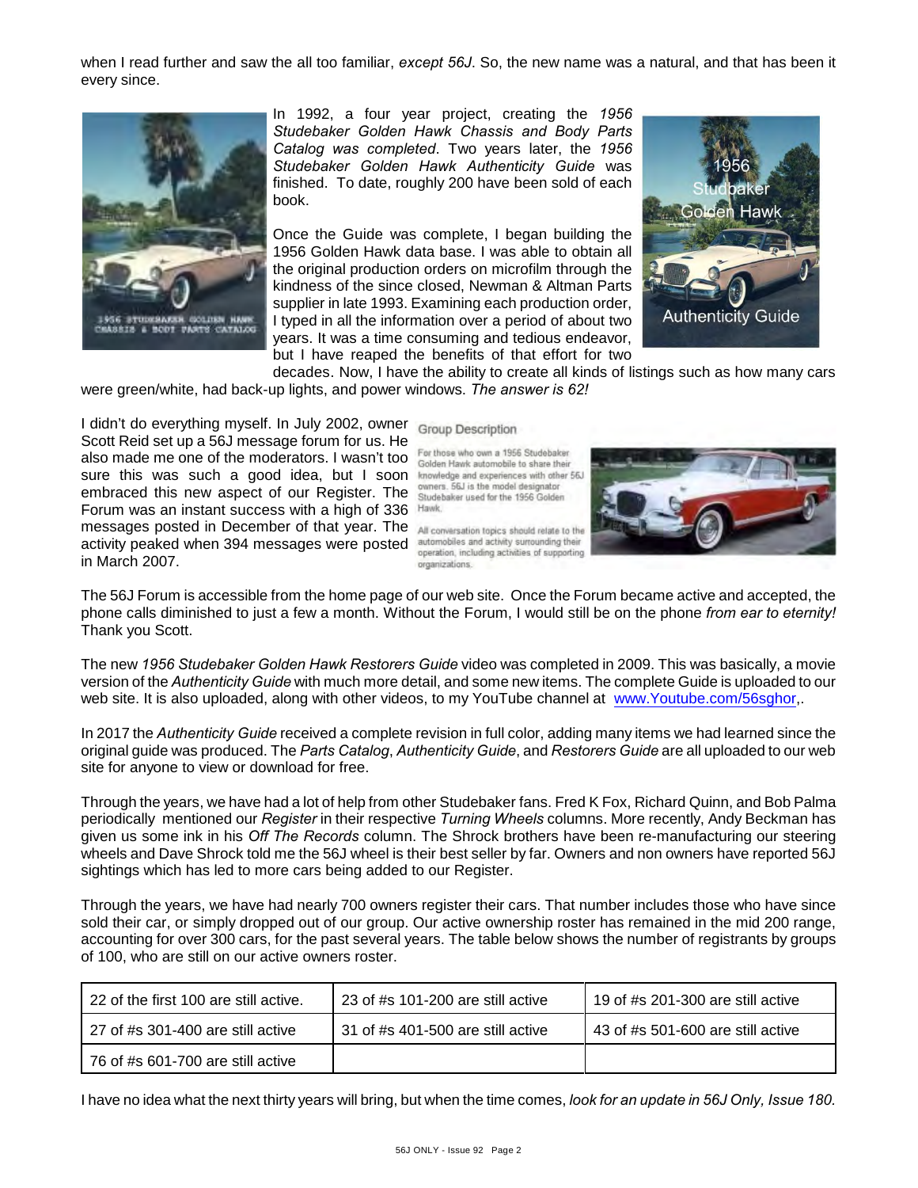when I read further and saw the all too familiar, *except 56J*. So, the new name was a natural, and that has been it every since.

In 1992, a four year project, creating the *1956 Studebaker Golden Hawk Chassis and Body Parts Catalog was completed*. Two years later, the *1956 Studebaker Golden Hawk Authenticity Guide* was finished. To date, roughly 200 have been sold of each book.

Once the Guide was complete, I began building the 1956 Golden Hawk data base. I was able to obtain all the original production orders on microfilm through the kindness of the since closed, Newman & Altman Parts supplier in late 1993. Examining each production order, I typed in all the information over a period of about two years. It was a time consuming and tedious endeavor, but I have reaped the benefits of that effort for two decades. Now, I have the ability to create all kinds of listings such as how many cars were green/white, had back-up lights, and power windows. *The answer is 62!*

I didn't do everything myself. In July 2002, owner Scott Reid set up a 56J message forum for us. He also made me one of the moderators. I wasn't too sure this was such a good idea, but I soon embraced this new aspect of our Register. The Forum was an instant success with a high of 336 messages posted in December of that year. The activity peaked when 394 messages were posted in March 2007.

Group Description

For those who own a 1956 Studebaker Golden Hawk automobile to share their knowledge and experiences with other 56J owners. 56J is the model designator Studebaker used for the 1956 Golden Hawk.

All conversation topics should relate to the automobiles and activity surrounding their operation, including activities of supporting organizations.

The 56J Forum is accessible from the home page of our web site. Once the Forum became active and accepted, the phone calls diminished to just a few a month. Without the Forum, I would still be on the phone *from ear to eternity!* Thank you Scott.

The new *1956 Studebaker Golden Hawk Restorers Guide* video was completed in 2009. This was basically, a movie version of the *Authenticity Guide* with much more detail, and some new items. The complete Guide is uploaded to our web site. It is also uploaded, along with other videos, to my YouTube channel at www.Youtube.com/56sghor,.

In 2017 the *Authenticity Guide* received a complete revision in full color, adding many items we had learned since the original guide was produced. The *Parts Catalog*, *Authenticity Guide*, and *Restorers Guide* are all uploaded to our web site for anyone to view or download for free.

Through the years, we have had a lot of help from other Studebaker fans. Fred K Fox, Richard Quinn, and Bob Palma periodically mentioned our *Register* in their respective *Turning Wheels* columns. More recently, Andy Beckman has given us some ink in his *Off The Records* column. The Shrock brothers have been re-manufacturing our steering wheels and Dave Shrock told me the 56J wheel is their best seller by far. Owners and non owners have reported 56J sightings which has led to more cars being added to our Register.

Through the years, we have had nearly 700 owners register their cars. That number includes those who have since sold their car, or simply dropped out of our group. Our active ownership roster has remained in the mid 200 range, accounting for over 300 cars, for the past several years. The table below shows the number of registrants by groups of 100, who are still on our active owners roster.

| | | |
|---|---|---|
| 22 of the first 100 are still active. | 23 of #s 101-200 are still active | 19 of #s 201-300 are still active |
| 27 of #s 301-400 are still active | 31 of #s 401-500 are still active | 43 of #s 501-600 are still active |
| 76 of #s 601-700 are still active | | |

I have no idea what the next thirty years will bring, but when the time comes, *look for an update in 56J Only, Issue 180.*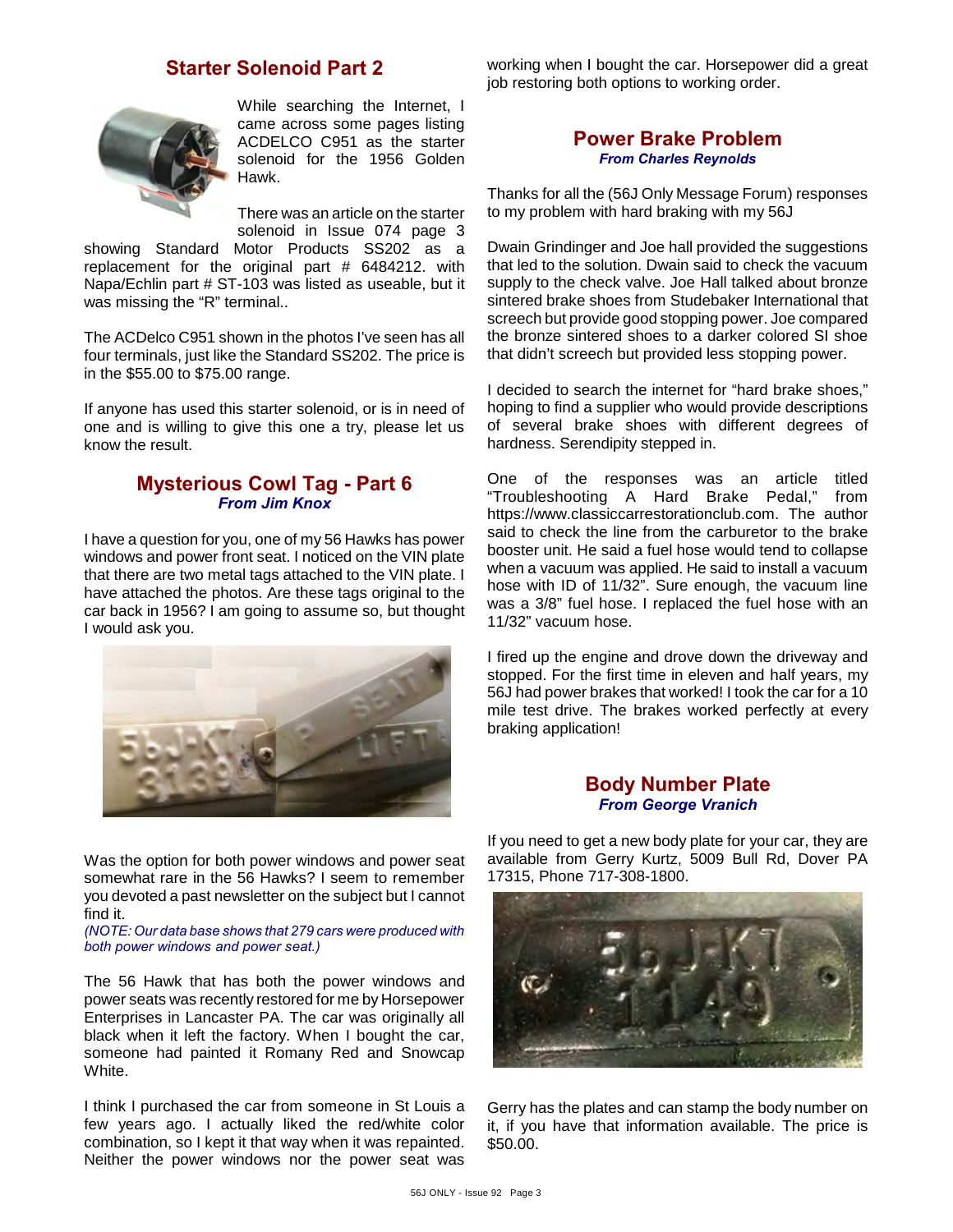## Starter Solenoid Part 2

While searching the Internet, I came across some pages listing ACDELCO C951 as the starter solenoid for the 1956 Golden Hawk.

There was an article on the starter solenoid in Issue 074 page 3 showing Standard Motor Products SS202 as a replacement for the original part # 6484212. with Napa/Echlin part # ST-103 was listed as useable, but it was missing the "R" terminal..

The ACDelco C951 shown in the photos I've seen has all four terminals, just like the Standard SS202. The price is in the $55.00 to $75.00 range.

If anyone has used this starter solenoid, or is in need of one and is willing to give this one a try, please let us know the result.

## Mysterious Cowl Tag - Part 6

***From Jim Knox***

I have a question for you, one of my 56 Hawks has power windows and power front seat. I noticed on the VIN plate that there are two metal tags attached to the VIN plate. I have attached the photos. Are these tags original to the car back in 1956? I am going to assume so, but thought I would ask you.

Was the option for both power windows and power seat somewhat rare in the 56 Hawks? I seem to remember you devoted a past newsletter on the subject but I cannot find it.

*(NOTE: Our data base shows that 279 cars were produced with both power windows and power seat.)*

The 56 Hawk that has both the power windows and power seats was recently restored for me by Horsepower Enterprises in Lancaster PA. The car was originally all black when it left the factory. When I bought the car, someone had painted it Romany Red and Snowcap White.

I think I purchased the car from someone in St Louis a few years ago. I actually liked the red/white color combination, so I kept it that way when it was repainted. Neither the power windows nor the power seat was working when I bought the car. Horsepower did a great job restoring both options to working order.

## Power Brake Problem

***From Charles Reynolds***

Thanks for all the (56J Only Message Forum) responses to my problem with hard braking with my 56J

Dwain Grindinger and Joe hall provided the suggestions that led to the solution. Dwain said to check the vacuum supply to the check valve. Joe Hall talked about bronze sintered brake shoes from Studebaker International that screech but provide good stopping power. Joe compared the bronze sintered shoes to a darker colored SI shoe that didn't screech but provided less stopping power.

I decided to search the internet for "hard brake shoes," hoping to find a supplier who would provide descriptions of several brake shoes with different degrees of hardness. Serendipity stepped in.

One of the responses was an article titled "Troubleshooting A Hard Brake Pedal," from https://www.classiccarrestorationclub.com. The author said to check the line from the carburetor to the brake booster unit. He said a fuel hose would tend to collapse when a vacuum was applied. He said to install a vacuum hose with ID of 11/32". Sure enough, the vacuum line was a 3/8" fuel hose. I replaced the fuel hose with an 11/32" vacuum hose.

I fired up the engine and drove down the driveway and stopped. For the first time in eleven and half years, my 56J had power brakes that worked! I took the car for a 10 mile test drive. The brakes worked perfectly at every braking application!

## Body Number Plate

***From George Vranich***

If you need to get a new body plate for your car, they are available from Gerry Kurtz, 5009 Bull Rd, Dover PA 17315, Phone 717-308-1800.

Gerry has the plates and can stamp the body number on it, if you have that information available. The price is $50.00.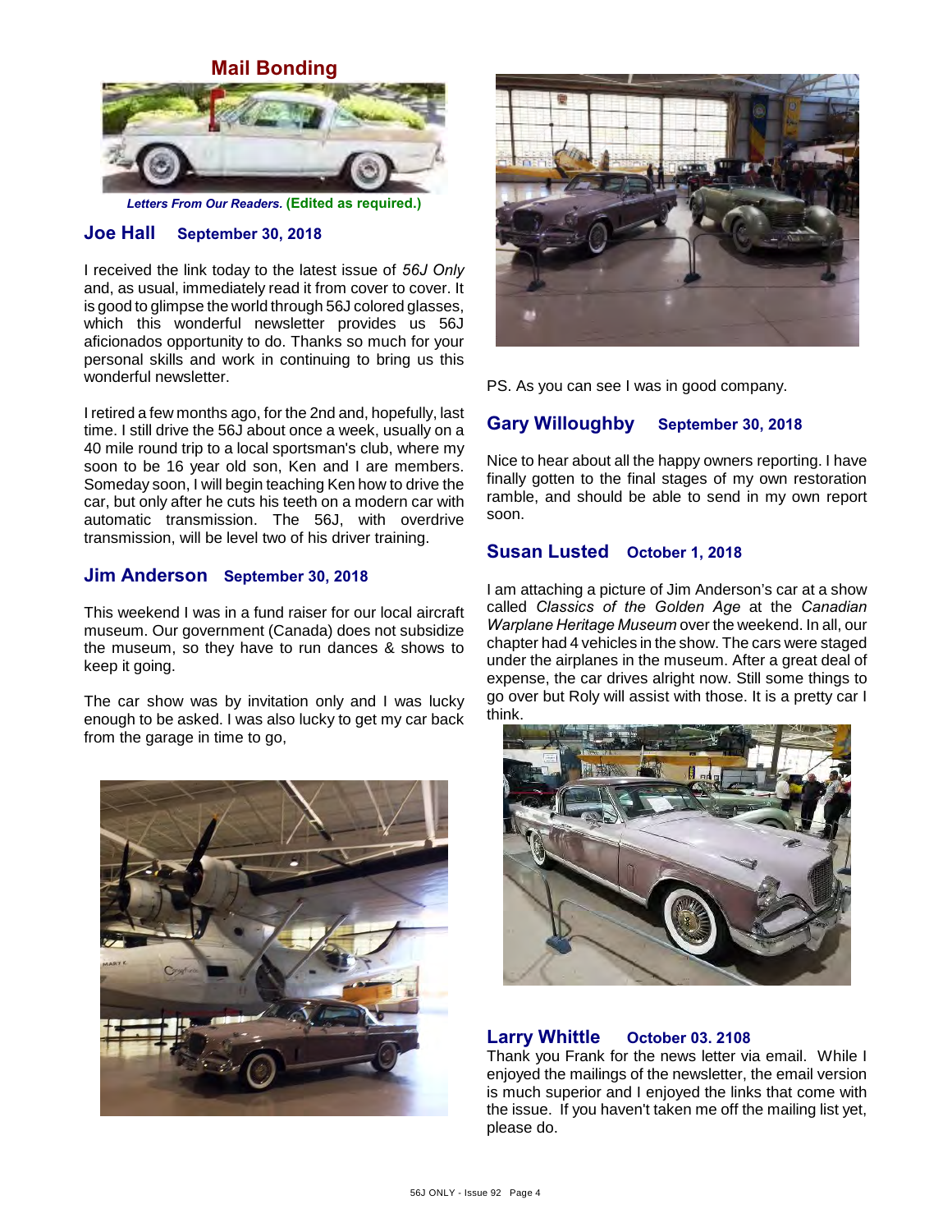## Mail Bonding

***Letters From Our Readers.*** **(Edited as required.)**

### Joe Hall **September 30, 2018**

I received the link today to the latest issue of *56J Only* and, as usual, immediately read it from cover to cover. It is good to glimpse the world through 56J colored glasses, which this wonderful newsletter provides us 56J aficionados opportunity to do. Thanks so much for your personal skills and work in continuing to bring us this wonderful newsletter.

I retired a few months ago, for the 2nd and, hopefully, last time. I still drive the 56J about once a week, usually on a 40 mile round trip to a local sportsman's club, where my soon to be 16 year old son, Ken and I are members. Someday soon, I will begin teaching Ken how to drive the car, but only after he cuts his teeth on a modern car with automatic transmission. The 56J, with overdrive transmission, will be level two of his driver training.

### Jim Anderson **September 30, 2018**

This weekend I was in a fund raiser for our local aircraft museum. Our government (Canada) does not subsidize the museum, so they have to run dances & shows to keep it going.

The car show was by invitation only and I was lucky enough to be asked. I was also lucky to get my car back from the garage in time to go,

PS. As you can see I was in good company.

### Gary Willoughby **September 30, 2018**

Nice to hear about all the happy owners reporting. I have finally gotten to the final stages of my own restoration ramble, and should be able to send in my own report soon.

### Susan Lusted **October 1, 2018**

I am attaching a picture of Jim Anderson's car at a show called *Classics of the Golden Age* at the *Canadian Warplane Heritage Museum* over the weekend. In all, our chapter had 4 vehicles in the show. The cars were staged under the airplanes in the museum. After a great deal of expense, the car drives alright now. Still some things to go over but Roly will assist with those. It is a pretty car I think.

### Larry Whittle **October 03. 2108**

Thank you Frank for the news letter via email. While I enjoyed the mailings of the newsletter, the email version is much superior and I enjoyed the links that come with the issue. If you haven't taken me off the mailing list yet, please do.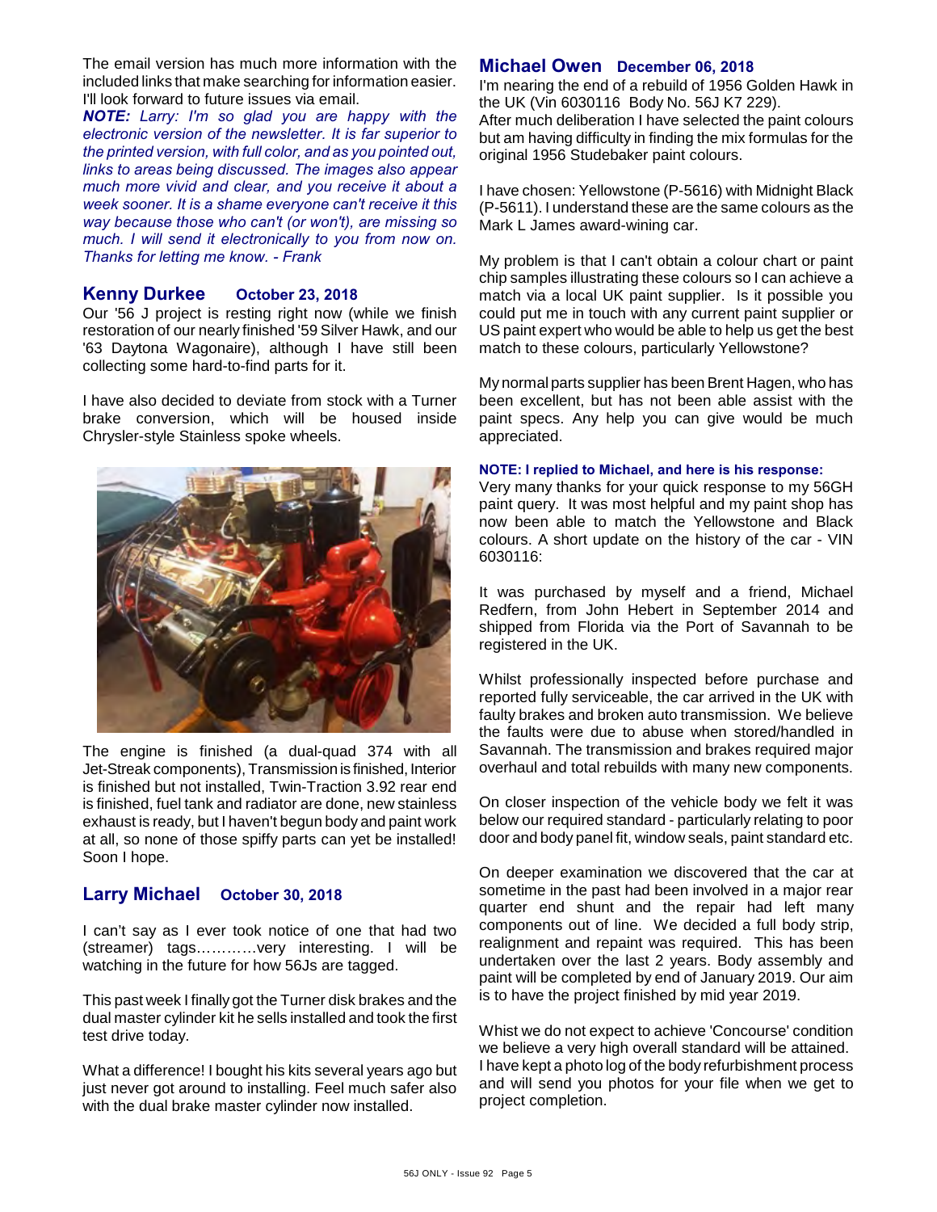The email version has much more information with the included links that make searching for information easier. I'll look forward to future issues via email.

***NOTE:*** *Larry: I'm so glad you are happy with the electronic version of the newsletter. It is far superior to the printed version, with full color, and as you pointed out, links to areas being discussed. The images also appear much more vivid and clear, and you receive it about a week sooner. It is a shame everyone can't receive it this way because those who can't (or won't), are missing so much. I will send it electronically to you from now on. Thanks for letting me know. - Frank*

## Kenny Durkee   October 23, 2018

Our '56 J project is resting right now (while we finish restoration of our nearly finished '59 Silver Hawk, and our '63 Daytona Wagonaire), although I have still been collecting some hard-to-find parts for it.

I have also decided to deviate from stock with a Turner brake conversion, which will be housed inside Chrysler-style Stainless spoke wheels.

The engine is finished (a dual-quad 374 with all Jet-Streak components), Transmission is finished, Interior is finished but not installed, Twin-Traction 3.92 rear end is finished, fuel tank and radiator are done, new stainless exhaust is ready, but I haven't begun body and paint work at all, so none of those spiffy parts can yet be installed! Soon I hope.

## Larry Michael   October 30, 2018

I can't say as I ever took notice of one that had two (streamer) tags…………very interesting. I will be watching in the future for how 56Js are tagged.

This past week I finally got the Turner disk brakes and the dual master cylinder kit he sells installed and took the first test drive today.

What a difference! I bought his kits several years ago but just never got around to installing. Feel much safer also with the dual brake master cylinder now installed.

## Michael Owen   December 06, 2018

I'm nearing the end of a rebuild of 1956 Golden Hawk in the UK (Vin 6030116 Body No. 56J K7 229).

After much deliberation I have selected the paint colours but am having difficulty in finding the mix formulas for the original 1956 Studebaker paint colours.

I have chosen: Yellowstone (P-5616) with Midnight Black (P-5611). I understand these are the same colours as the Mark L James award-wining car.

My problem is that I can't obtain a colour chart or paint chip samples illustrating these colours so I can achieve a match via a local UK paint supplier. Is it possible you could put me in touch with any current paint supplier or US paint expert who would be able to help us get the best match to these colours, particularly Yellowstone?

My normal parts supplier has been Brent Hagen, who has been excellent, but has not been able assist with the paint specs. Any help you can give would be much appreciated.

**NOTE: I replied to Michael, and here is his response:**

Very many thanks for your quick response to my 56GH paint query. It was most helpful and my paint shop has now been able to match the Yellowstone and Black colours. A short update on the history of the car - VIN 6030116:

It was purchased by myself and a friend, Michael Redfern, from John Hebert in September 2014 and shipped from Florida via the Port of Savannah to be registered in the UK.

Whilst professionally inspected before purchase and reported fully serviceable, the car arrived in the UK with faulty brakes and broken auto transmission. We believe the faults were due to abuse when stored/handled in Savannah. The transmission and brakes required major overhaul and total rebuilds with many new components.

On closer inspection of the vehicle body we felt it was below our required standard - particularly relating to poor door and body panel fit, window seals, paint standard etc.

On deeper examination we discovered that the car at sometime in the past had been involved in a major rear quarter end shunt and the repair had left many components out of line. We decided a full body strip, realignment and repaint was required. This has been undertaken over the last 2 years. Body assembly and paint will be completed by end of January 2019. Our aim is to have the project finished by mid year 2019.

Whist we do not expect to achieve 'Concourse' condition we believe a very high overall standard will be attained. I have kept a photo log of the body refurbishment process and will send you photos for your file when we get to project completion.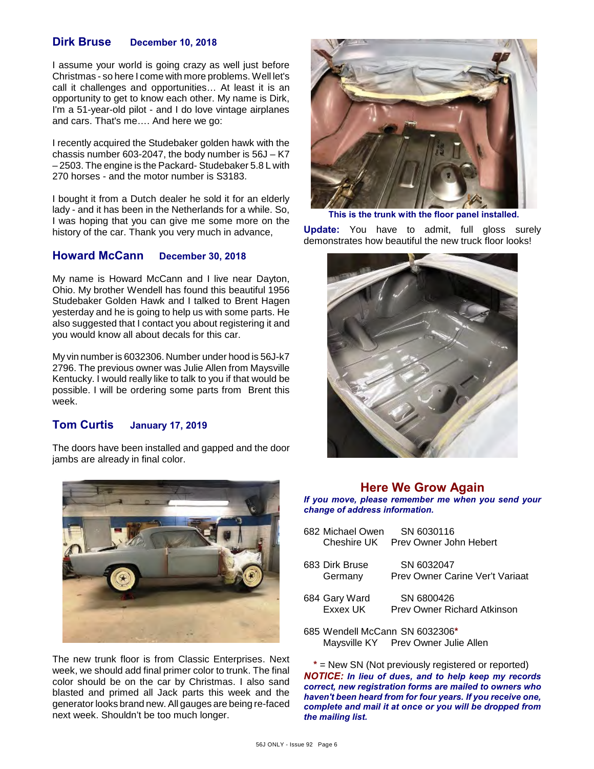## Dirk Bruse December 10, 2018

I assume your world is going crazy as well just before Christmas - so here I come with more problems. Well let's call it challenges and opportunities… At least it is an opportunity to get to know each other. My name is Dirk, I'm a 51-year-old pilot - and I do love vintage airplanes and cars. That's me…. And here we go:

I recently acquired the Studebaker golden hawk with the chassis number 603-2047, the body number is 56J – K7 – 2503. The engine is the Packard- Studebaker 5.8 L with 270 horses - and the motor number is S3183.

I bought it from a Dutch dealer he sold it for an elderly lady - and it has been in the Netherlands for a while. So, I was hoping that you can give me some more on the history of the car. Thank you very much in advance,

## Howard McCann December 30, 2018

My name is Howard McCann and I live near Dayton, Ohio. My brother Wendell has found this beautiful 1956 Studebaker Golden Hawk and I talked to Brent Hagen yesterday and he is going to help us with some parts. He also suggested that I contact you about registering it and you would know all about decals for this car.

My vin number is 6032306. Number under hood is 56J-k7 2796. The previous owner was Julie Allen from Maysville Kentucky. I would really like to talk to you if that would be possible. I will be ordering some parts from Brent this week.

## Tom Curtis January 17, 2019

The doors have been installed and gapped and the door jambs are already in final color.

The new trunk floor is from Classic Enterprises. Next week, we should add final primer color to trunk. The final color should be on the car by Christmas. I also sand blasted and primed all Jack parts this week and the generator looks brand new. All gauges are being re-faced next week. Shouldn't be too much longer.

**This is the trunk with the floor panel installed.**

**Update:** You have to admit, full gloss surely demonstrates how beautiful the new truck floor looks!

## Here We Grow Again

***If you move, please remember me when you send your change of address information.***

682 Michael Owen SN 6030116
Cheshire UK Prev Owner John Hebert

683 Dirk Bruse SN 6032047
Germany Prev Owner Carine Ver't Variaat

684 Gary Ward SN 6800426
Exxex UK Prev Owner Richard Atkinson

685 Wendell McCann SN 6032306*
Maysville KY Prev Owner Julie Allen

\* = New SN (Not previously registered or reported)

***NOTICE: In lieu of dues, and to help keep my records correct, new registration forms are mailed to owners who haven't been heard from for four years. If you receive one, complete and mail it at once or you will be dropped from the mailing list.***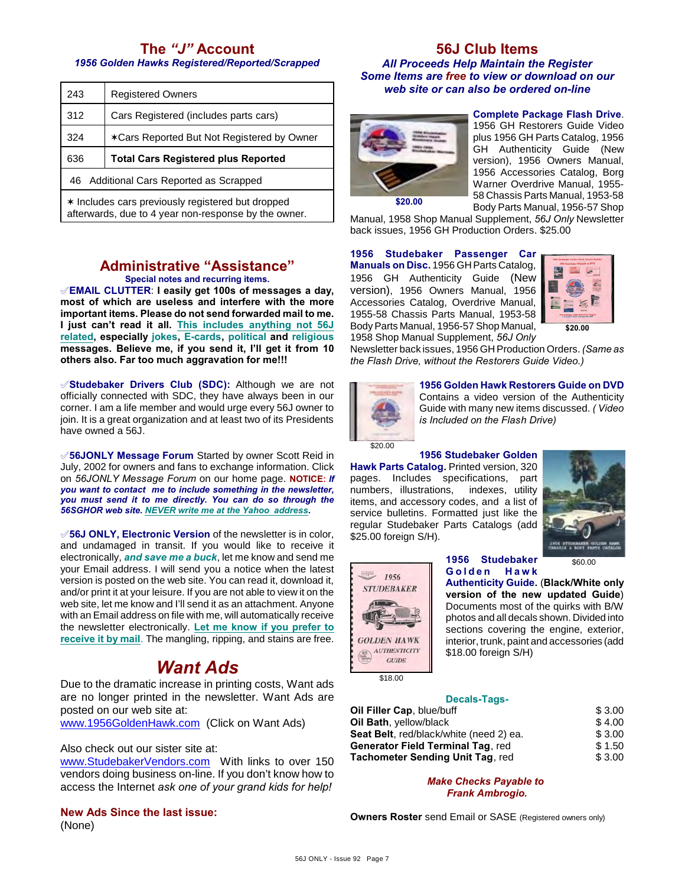## The "J" Account

*1956 Golden Hawks Registered/Reported/Scrapped*

| | |
|---|---|
| 243 | Registered Owners |
| 312 | Cars Registered (includes parts cars) |
| 324 | ✶Cars Reported But Not Registered by Owner |
| 636 | **Total Cars Registered plus Reported** |
| 46 Additional Cars Reported as Scrapped | |
| ✶ Includes cars previously registered but dropped afterwards, due to 4 year non-response by the owner. | |

## Administrative "Assistance"

**Special notes and recurring items.**

✐**EMAIL CLUTTER**: **I easily get 100s of messages a day, most of which are useless and interfere with the more important items. Please do not send forwarded mail to me. I just can't read it all. This includes anything not 56J related, especially jokes, E-cards, political and religious messages. Believe me, if you send it, I'll get it from 10 others also. Far too much aggravation for me!!!**

✐**Studebaker Drivers Club (SDC):** Although we are not officially connected with SDC, they have always been in our corner. I am a life member and would urge every 56J owner to join. It is a great organization and at least two of its Presidents have owned a 56J.

✐**56JONLY Message Forum** Started by owner Scott Reid in July, 2002 for owners and fans to exchange information. Click on *56JONLY Message Forum* on our home page. **NOTICE:** ***If you want to contact me to include something in the newsletter, you must send it to me directly. You can do so through the 56SGHOR web site. NEVER write me at the Yahoo address.***

✐**56J ONLY, Electronic Version** of the newsletter is in color, and undamaged in transit. If you would like to receive it electronically, ***and save me a buck***, let me know and send me your Email address. I will send you a notice when the latest version is posted on the web site. You can read it, download it, and/or print it at your leisure. If you are not able to view it on the web site, let me know and I'll send it as an attachment. Anyone with an Email address on file with me, will automatically receive the newsletter electronically. **Let me know if you prefer to receive it by mail**. The mangling, ripping, and stains are free.

## *Want Ads*

Due to the dramatic increase in printing costs, Want ads are no longer printed in the newsletter. Want Ads are posted on our web site at:
www.1956GoldenHawk.com (Click on Want Ads)

Also check out our sister site at:
www.StudebakerVendors.com With links to over 150 vendors doing business on-line. If you don't know how to access the Internet *ask one of your grand kids for help!*

**New Ads Since the last issue:**
(None)

## 56J Club Items

***All Proceeds Help Maintain the Register***
***Some Items are free to view or download on our web site or can also be ordered on-line***

**Complete Package Flash Drive**. 1956 GH Restorers Guide Video plus 1956 GH Parts Catalog, 1956 GH Authenticity Guide (New version), 1956 Owners Manual, 1956 Accessories Catalog, Borg Warner Overdrive Manual, 1955-58 Chassis Parts Manual, 1953-58 Body Parts Manual, 1956-57 Shop Manual, 1958 Shop Manual Supplement, *56J Only* Newsletter back issues, 1956 GH Production Orders. $25.00

$20.00

**1956 Studebaker Passenger Car Manuals on Disc.** 1956 GH Parts Catalog, 1956 GH Authenticity Guide (New version), 1956 Owners Manual, 1956 Accessories Catalog, Overdrive Manual, 1955-58 Chassis Parts Manual, 1953-58 Body Parts Manual, 1956-57 Shop Manual, 1958 Shop Manual Supplement, *56J Only* Newsletter back issues, 1956 GH Production Orders. *(Same as the Flash Drive, without the Restorers Guide Video.)*

$20.00

**1956 Golden Hawk Restorers Guide on DVD** Contains a video version of the Authenticity Guide with many new items discussed. *( Video is Included on the Flash Drive)*

$20.00

**1956 Studebaker Golden Hawk Parts Catalog.** Printed version, 320 pages. Includes specifications, part numbers, illustrations, indexes, utility items, and accessory codes, and a list of service bulletins. Formatted just like the regular Studebaker Parts Catalogs (add $25.00 foreign S/H).

$60.00

**1956 Studebaker Golden Hawk Authenticity Guide.** (**Black/White only version of the new updated Guide**) Documents most of the quirks with B/W photos and all decals shown. Divided into sections covering the engine, exterior, interior, trunk, paint and accessories (add $18.00 foreign S/H)

$18.00

**Decals-Tags-**

| | |
|---|---|
| **Oil Filler Cap**, blue/buff | $ 3.00 |
| **Oil Bath**, yellow/black | $ 4.00 |
| **Seat Belt**, red/black/white (need 2) ea. | $ 3.00 |
| **Generator Field Terminal Tag**, red | $ 1.50 |
| **Tachometer Sending Unit Tag**, red | $ 3.00 |

***Make Checks Payable to Frank Ambrogio.***

**Owners Roster** send Email or SASE (Registered owners only)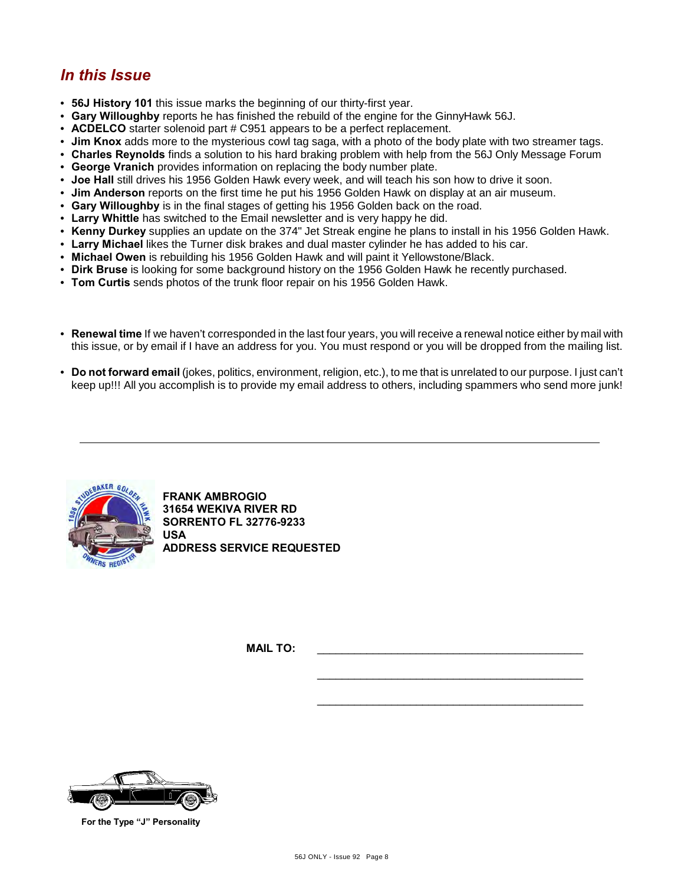## *In this Issue*

- **56J History 101** this issue marks the beginning of our thirty-first year.
- **Gary Willoughby** reports he has finished the rebuild of the engine for the GinnyHawk 56J.
- **ACDELCO** starter solenoid part # C951 appears to be a perfect replacement.
- **Jim Knox** adds more to the mysterious cowl tag saga, with a photo of the body plate with two streamer tags.
- **Charles Reynolds** finds a solution to his hard braking problem with help from the 56J Only Message Forum
- **George Vranich** provides information on replacing the body number plate.
- **Joe Hall** still drives his 1956 Golden Hawk every week, and will teach his son how to drive it soon.
- **Jim Anderson** reports on the first time he put his 1956 Golden Hawk on display at an air museum.
- **Gary Willoughby** is in the final stages of getting his 1956 Golden back on the road.
- **Larry Whittle** has switched to the Email newsletter and is very happy he did.
- **Kenny Durkey** supplies an update on the 374" Jet Streak engine he plans to install in his 1956 Golden Hawk.
- **Larry Michael** likes the Turner disk brakes and dual master cylinder he has added to his car.
- **Michael Owen** is rebuilding his 1956 Golden Hawk and will paint it Yellowstone/Black.
- **Dirk Bruse** is looking for some background history on the 1956 Golden Hawk he recently purchased.
- **Tom Curtis** sends photos of the trunk floor repair on his 1956 Golden Hawk.

- **Renewal time** If we haven't corresponded in the last four years, you will receive a renewal notice either by mail with this issue, or by email if I have an address for you. You must respond or you will be dropped from the mailing list.

- **Do not forward email** (jokes, politics, environment, religion, etc.), to me that is unrelated to our purpose. I just can't keep up!!! All you accomplish is to provide my email address to others, including spammers who send more junk!

---

1956 STUDEBAKER GOLDEN HAWK OWNERS REGISTER

**FRANK AMBROGIO**
**31654 WEKIVA RIVER RD**
**SORRENTO FL 32776-9233**
**USA**
**ADDRESS SERVICE REQUESTED**

**MAIL TO:** ____________________________________________

____________________________________________

____________________________________________

**For the Type "J" Personality**